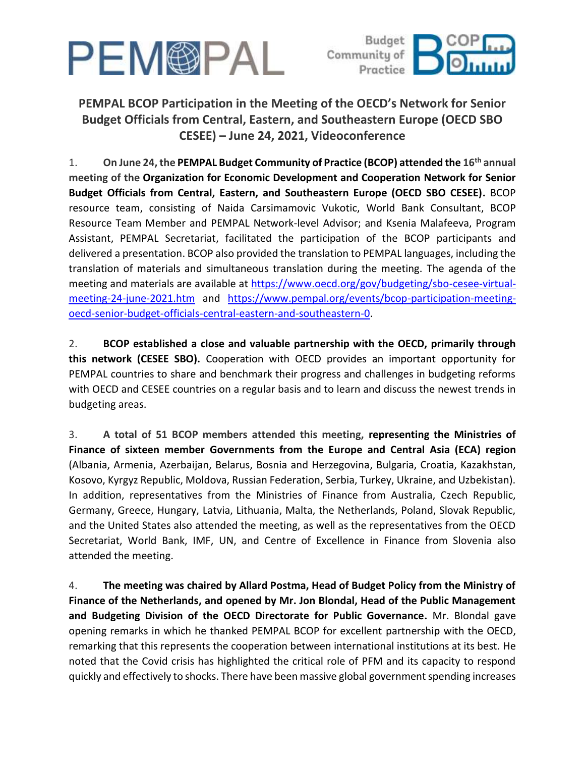# PEMPAL BCOP Participation in the Meeting of the OECD's Network for Senior Budget Officials from Central, Eastern, and Southeastern Europe (OECD SBO CESEE) – June 24, 2021, Videoconference

1. **On June 24, the PEMPAL Budget Community of Practice (BCOP) attended the 16th annual meeting of the Organization for Economic Development and Cooperation Network for Senior Budget Officials from Central, Eastern, and Southeastern Europe (OECD SBO CESEE).** BCOP resource team, consisting of Naida Carsimamovic Vukotic, World Bank Consultant, BCOP Resource Team Member and PEMPAL Network-level Advisor; and Ksenia Malafeeva, Program Assistant, PEMPAL Secretariat, facilitated the participation of the BCOP participants and delivered a presentation. BCOP also provided the translation to PEMPAL languages, including the translation of materials and simultaneous translation during the meeting. The agenda of the meeting and materials are available at https://www.oecd.org/gov/budgeting/sbo-cesee-virtual-meeting-24-june-2021.htm and https://www.pempal.org/events/bcop-participation-meeting-oecd-senior-budget-officials-central-eastern-and-southeastern-0.

2. **BCOP established a close and valuable partnership with the OECD, primarily through this network (CESEE SBO).** Cooperation with OECD provides an important opportunity for PEMPAL countries to share and benchmark their progress and challenges in budgeting reforms with OECD and CESEE countries on a regular basis and to learn and discuss the newest trends in budgeting areas.

3. **A total of 51 BCOP members attended this meeting, representing the Ministries of Finance of sixteen member Governments from the Europe and Central Asia (ECA) region** (Albania, Armenia, Azerbaijan, Belarus, Bosnia and Herzegovina, Bulgaria, Croatia, Kazakhstan, Kosovo, Kyrgyz Republic, Moldova, Russian Federation, Serbia, Turkey, Ukraine, and Uzbekistan). In addition, representatives from the Ministries of Finance from Australia, Czech Republic, Germany, Greece, Hungary, Latvia, Lithuania, Malta, the Netherlands, Poland, Slovak Republic, and the United States also attended the meeting, as well as the representatives from the OECD Secretariat, World Bank, IMF, UN, and Centre of Excellence in Finance from Slovenia also attended the meeting.

4. **The meeting was chaired by Allard Postma, Head of Budget Policy from the Ministry of Finance of the Netherlands, and opened by Mr. Jon Blondal, Head of the Public Management and Budgeting Division of the OECD Directorate for Public Governance.** Mr. Blondal gave opening remarks in which he thanked PEMPAL BCOP for excellent partnership with the OECD, remarking that this represents the cooperation between international institutions at its best. He noted that the Covid crisis has highlighted the critical role of PFM and its capacity to respond quickly and effectively to shocks. There have been massive global government spending increases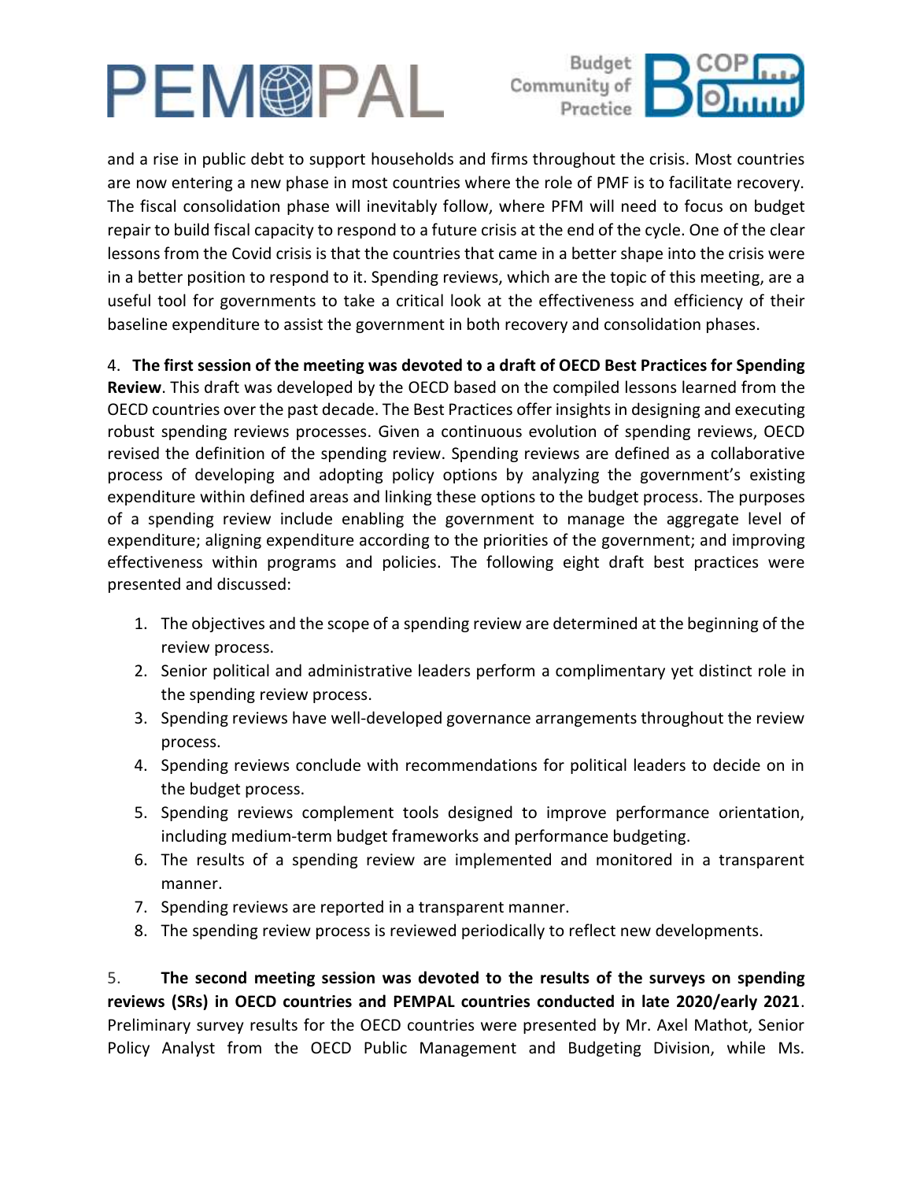and a rise in public debt to support households and firms throughout the crisis. Most countries are now entering a new phase in most countries where the role of PMF is to facilitate recovery. The fiscal consolidation phase will inevitably follow, where PFM will need to focus on budget repair to build fiscal capacity to respond to a future crisis at the end of the cycle. One of the clear lessons from the Covid crisis is that the countries that came in a better shape into the crisis were in a better position to respond to it. Spending reviews, which are the topic of this meeting, are a useful tool for governments to take a critical look at the effectiveness and efficiency of their baseline expenditure to assist the government in both recovery and consolidation phases.

4. **The first session of the meeting was devoted to a draft of OECD Best Practices for Spending Review**. This draft was developed by the OECD based on the compiled lessons learned from the OECD countries over the past decade. The Best Practices offer insights in designing and executing robust spending reviews processes. Given a continuous evolution of spending reviews, OECD revised the definition of the spending review. Spending reviews are defined as a collaborative process of developing and adopting policy options by analyzing the government's existing expenditure within defined areas and linking these options to the budget process. The purposes of a spending review include enabling the government to manage the aggregate level of expenditure; aligning expenditure according to the priorities of the government; and improving effectiveness within programs and policies. The following eight draft best practices were presented and discussed:

1. The objectives and the scope of a spending review are determined at the beginning of the review process.
2. Senior political and administrative leaders perform a complimentary yet distinct role in the spending review process.
3. Spending reviews have well-developed governance arrangements throughout the review process.
4. Spending reviews conclude with recommendations for political leaders to decide on in the budget process.
5. Spending reviews complement tools designed to improve performance orientation, including medium-term budget frameworks and performance budgeting.
6. The results of a spending review are implemented and monitored in a transparent manner.
7. Spending reviews are reported in a transparent manner.
8. The spending review process is reviewed periodically to reflect new developments.

5. **The second meeting session was devoted to the results of the surveys on spending reviews (SRs) in OECD countries and PEMPAL countries conducted in late 2020/early 2021**. Preliminary survey results for the OECD countries were presented by Mr. Axel Mathot, Senior Policy Analyst from the OECD Public Management and Budgeting Division, while Ms.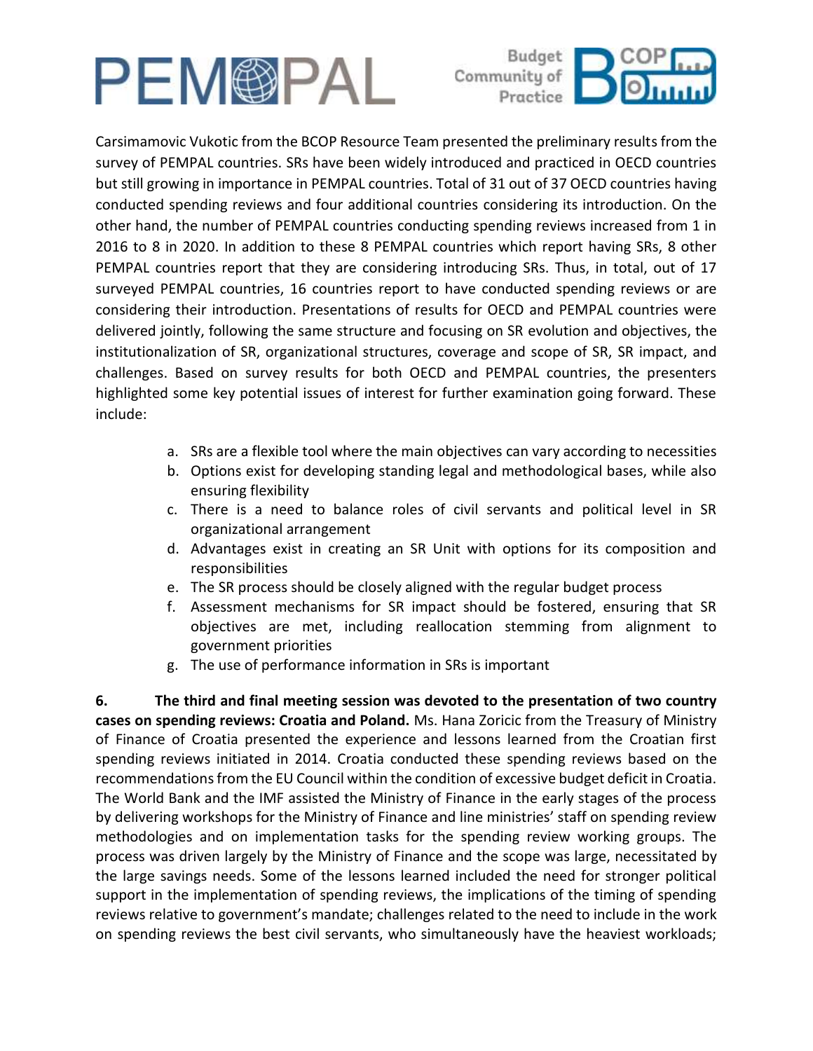Carsimamovic Vukotic from the BCOP Resource Team presented the preliminary results from the survey of PEMPAL countries. SRs have been widely introduced and practiced in OECD countries but still growing in importance in PEMPAL countries. Total of 31 out of 37 OECD countries having conducted spending reviews and four additional countries considering its introduction. On the other hand, the number of PEMPAL countries conducting spending reviews increased from 1 in 2016 to 8 in 2020. In addition to these 8 PEMPAL countries which report having SRs, 8 other PEMPAL countries report that they are considering introducing SRs. Thus, in total, out of 17 surveyed PEMPAL countries, 16 countries report to have conducted spending reviews or are considering their introduction. Presentations of results for OECD and PEMPAL countries were delivered jointly, following the same structure and focusing on SR evolution and objectives, the institutionalization of SR, organizational structures, coverage and scope of SR, SR impact, and challenges. Based on survey results for both OECD and PEMPAL countries, the presenters highlighted some key potential issues of interest for further examination going forward. These include:

a. SRs are a flexible tool where the main objectives can vary according to necessities
b. Options exist for developing standing legal and methodological bases, while also ensuring flexibility
c. There is a need to balance roles of civil servants and political level in SR organizational arrangement
d. Advantages exist in creating an SR Unit with options for its composition and responsibilities
e. The SR process should be closely aligned with the regular budget process
f. Assessment mechanisms for SR impact should be fostered, ensuring that SR objectives are met, including reallocation stemming from alignment to government priorities
g. The use of performance information in SRs is important

**6. The third and final meeting session was devoted to the presentation of two country cases on spending reviews: Croatia and Poland.** Ms. Hana Zoricic from the Treasury of Ministry of Finance of Croatia presented the experience and lessons learned from the Croatian first spending reviews initiated in 2014. Croatia conducted these spending reviews based on the recommendations from the EU Council within the condition of excessive budget deficit in Croatia. The World Bank and the IMF assisted the Ministry of Finance in the early stages of the process by delivering workshops for the Ministry of Finance and line ministries' staff on spending review methodologies and on implementation tasks for the spending review working groups. The process was driven largely by the Ministry of Finance and the scope was large, necessitated by the large savings needs. Some of the lessons learned included the need for stronger political support in the implementation of spending reviews, the implications of the timing of spending reviews relative to government's mandate; challenges related to the need to include in the work on spending reviews the best civil servants, who simultaneously have the heaviest workloads;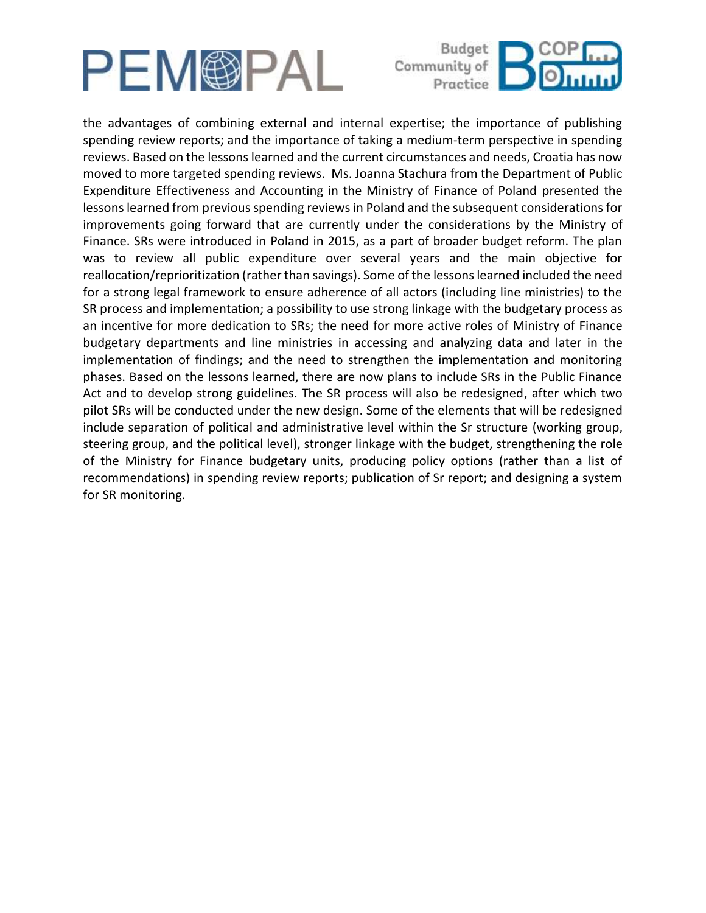the advantages of combining external and internal expertise; the importance of publishing spending review reports; and the importance of taking a medium-term perspective in spending reviews. Based on the lessons learned and the current circumstances and needs, Croatia has now moved to more targeted spending reviews. Ms. Joanna Stachura from the Department of Public Expenditure Effectiveness and Accounting in the Ministry of Finance of Poland presented the lessons learned from previous spending reviews in Poland and the subsequent considerations for improvements going forward that are currently under the considerations by the Ministry of Finance. SRs were introduced in Poland in 2015, as a part of broader budget reform. The plan was to review all public expenditure over several years and the main objective for reallocation/reprioritization (rather than savings). Some of the lessons learned included the need for a strong legal framework to ensure adherence of all actors (including line ministries) to the SR process and implementation; a possibility to use strong linkage with the budgetary process as an incentive for more dedication to SRs; the need for more active roles of Ministry of Finance budgetary departments and line ministries in accessing and analyzing data and later in the implementation of findings; and the need to strengthen the implementation and monitoring phases. Based on the lessons learned, there are now plans to include SRs in the Public Finance Act and to develop strong guidelines. The SR process will also be redesigned, after which two pilot SRs will be conducted under the new design. Some of the elements that will be redesigned include separation of political and administrative level within the Sr structure (working group, steering group, and the political level), stronger linkage with the budget, strengthening the role of the Ministry for Finance budgetary units, producing policy options (rather than a list of recommendations) in spending review reports; publication of Sr report; and designing a system for SR monitoring.